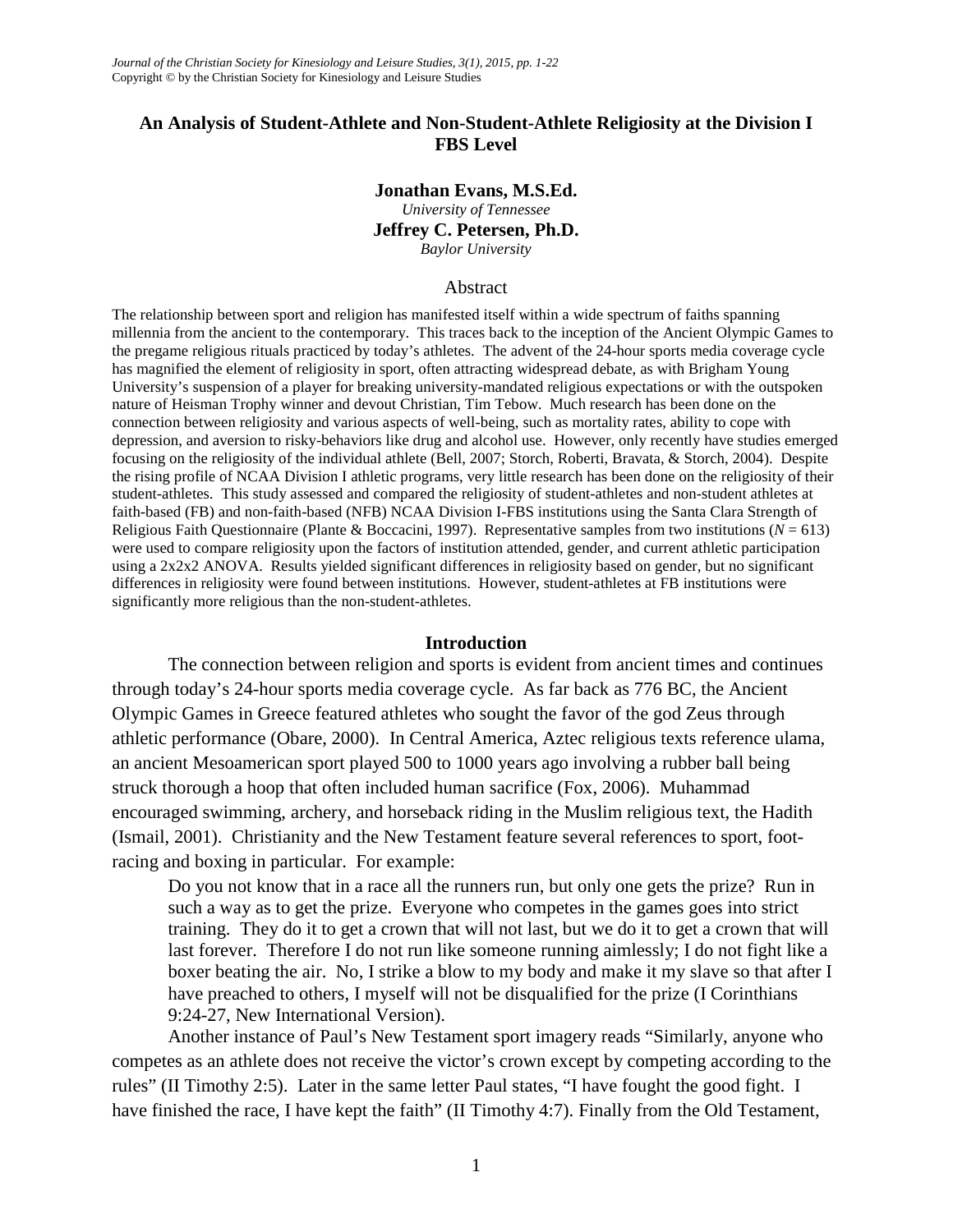# An Analysis of Student-Athlete and Non-Student-Athlete Religiosity at the Division I FBS Level

**Jonathan Evans, M.S.Ed.**
*University of Tennessee*
**Jeffrey C. Petersen, Ph.D.**
*Baylor University*

## Abstract

The relationship between sport and religion has manifested itself within a wide spectrum of faiths spanning millennia from the ancient to the contemporary. This traces back to the inception of the Ancient Olympic Games to the pregame religious rituals practiced by today's athletes. The advent of the 24-hour sports media coverage cycle has magnified the element of religiosity in sport, often attracting widespread debate, as with Brigham Young University's suspension of a player for breaking university-mandated religious expectations or with the outspoken nature of Heisman Trophy winner and devout Christian, Tim Tebow. Much research has been done on the connection between religiosity and various aspects of well-being, such as mortality rates, ability to cope with depression, and aversion to risky-behaviors like drug and alcohol use. However, only recently have studies emerged focusing on the religiosity of the individual athlete (Bell, 2007; Storch, Roberti, Bravata, & Storch, 2004). Despite the rising profile of NCAA Division I athletic programs, very little research has been done on the religiosity of their student-athletes. This study assessed and compared the religiosity of student-athletes and non-student athletes at faith-based (FB) and non-faith-based (NFB) NCAA Division I-FBS institutions using the Santa Clara Strength of Religious Faith Questionnaire (Plante & Boccacini, 1997). Representative samples from two institutions ($N = 613$) were used to compare religiosity upon the factors of institution attended, gender, and current athletic participation using a 2x2x2 ANOVA. Results yielded significant differences in religiosity based on gender, but no significant differences in religiosity were found between institutions. However, student-athletes at FB institutions were significantly more religious than the non-student-athletes.

## Introduction

The connection between religion and sports is evident from ancient times and continues through today's 24-hour sports media coverage cycle. As far back as 776 BC, the Ancient Olympic Games in Greece featured athletes who sought the favor of the god Zeus through athletic performance (Obare, 2000). In Central America, Aztec religious texts reference ulama, an ancient Mesoamerican sport played 500 to 1000 years ago involving a rubber ball being struck thorough a hoop that often included human sacrifice (Fox, 2006). Muhammad encouraged swimming, archery, and horseback riding in the Muslim religious text, the Hadith (Ismail, 2001). Christianity and the New Testament feature several references to sport, foot-racing and boxing in particular. For example:

> Do you not know that in a race all the runners run, but only one gets the prize? Run in such a way as to get the prize. Everyone who competes in the games goes into strict training. They do it to get a crown that will not last, but we do it to get a crown that will last forever. Therefore I do not run like someone running aimlessly; I do not fight like a boxer beating the air. No, I strike a blow to my body and make it my slave so that after I have preached to others, I myself will not be disqualified for the prize (I Corinthians 9:24-27, New International Version).

Another instance of Paul's New Testament sport imagery reads "Similarly, anyone who competes as an athlete does not receive the victor's crown except by competing according to the rules" (II Timothy 2:5). Later in the same letter Paul states, "I have fought the good fight. I have finished the race, I have kept the faith" (II Timothy 4:7). Finally from the Old Testament,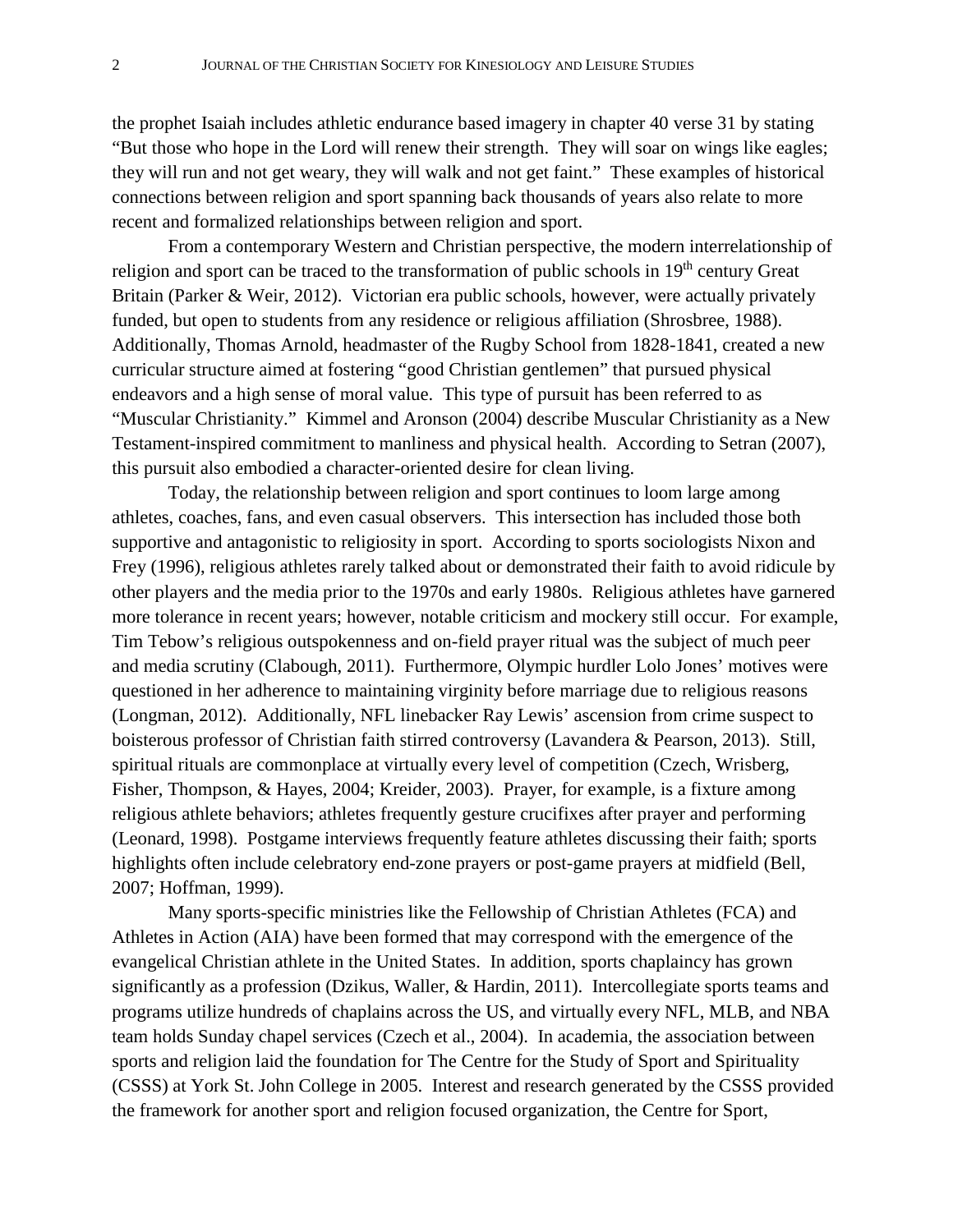the prophet Isaiah includes athletic endurance based imagery in chapter 40 verse 31 by stating "But those who hope in the Lord will renew their strength. They will soar on wings like eagles; they will run and not get weary, they will walk and not get faint." These examples of historical connections between religion and sport spanning back thousands of years also relate to more recent and formalized relationships between religion and sport.

From a contemporary Western and Christian perspective, the modern interrelationship of religion and sport can be traced to the transformation of public schools in 19th century Great Britain (Parker & Weir, 2012). Victorian era public schools, however, were actually privately funded, but open to students from any residence or religious affiliation (Shrosbree, 1988). Additionally, Thomas Arnold, headmaster of the Rugby School from 1828-1841, created a new curricular structure aimed at fostering "good Christian gentlemen" that pursued physical endeavors and a high sense of moral value. This type of pursuit has been referred to as "Muscular Christianity." Kimmel and Aronson (2004) describe Muscular Christianity as a New Testament-inspired commitment to manliness and physical health. According to Setran (2007), this pursuit also embodied a character-oriented desire for clean living.

Today, the relationship between religion and sport continues to loom large among athletes, coaches, fans, and even casual observers. This intersection has included those both supportive and antagonistic to religiosity in sport. According to sports sociologists Nixon and Frey (1996), religious athletes rarely talked about or demonstrated their faith to avoid ridicule by other players and the media prior to the 1970s and early 1980s. Religious athletes have garnered more tolerance in recent years; however, notable criticism and mockery still occur. For example, Tim Tebow's religious outspokenness and on-field prayer ritual was the subject of much peer and media scrutiny (Clabough, 2011). Furthermore, Olympic hurdler Lolo Jones' motives were questioned in her adherence to maintaining virginity before marriage due to religious reasons (Longman, 2012). Additionally, NFL linebacker Ray Lewis' ascension from crime suspect to boisterous professor of Christian faith stirred controversy (Lavandera & Pearson, 2013). Still, spiritual rituals are commonplace at virtually every level of competition (Czech, Wrisberg, Fisher, Thompson, & Hayes, 2004; Kreider, 2003). Prayer, for example, is a fixture among religious athlete behaviors; athletes frequently gesture crucifixes after prayer and performing (Leonard, 1998). Postgame interviews frequently feature athletes discussing their faith; sports highlights often include celebratory end-zone prayers or post-game prayers at midfield (Bell, 2007; Hoffman, 1999).

Many sports-specific ministries like the Fellowship of Christian Athletes (FCA) and Athletes in Action (AIA) have been formed that may correspond with the emergence of the evangelical Christian athlete in the United States. In addition, sports chaplaincy has grown significantly as a profession (Dzikus, Waller, & Hardin, 2011). Intercollegiate sports teams and programs utilize hundreds of chaplains across the US, and virtually every NFL, MLB, and NBA team holds Sunday chapel services (Czech et al., 2004). In academia, the association between sports and religion laid the foundation for The Centre for the Study of Sport and Spirituality (CSSS) at York St. John College in 2005. Interest and research generated by the CSSS provided the framework for another sport and religion focused organization, the Centre for Sport,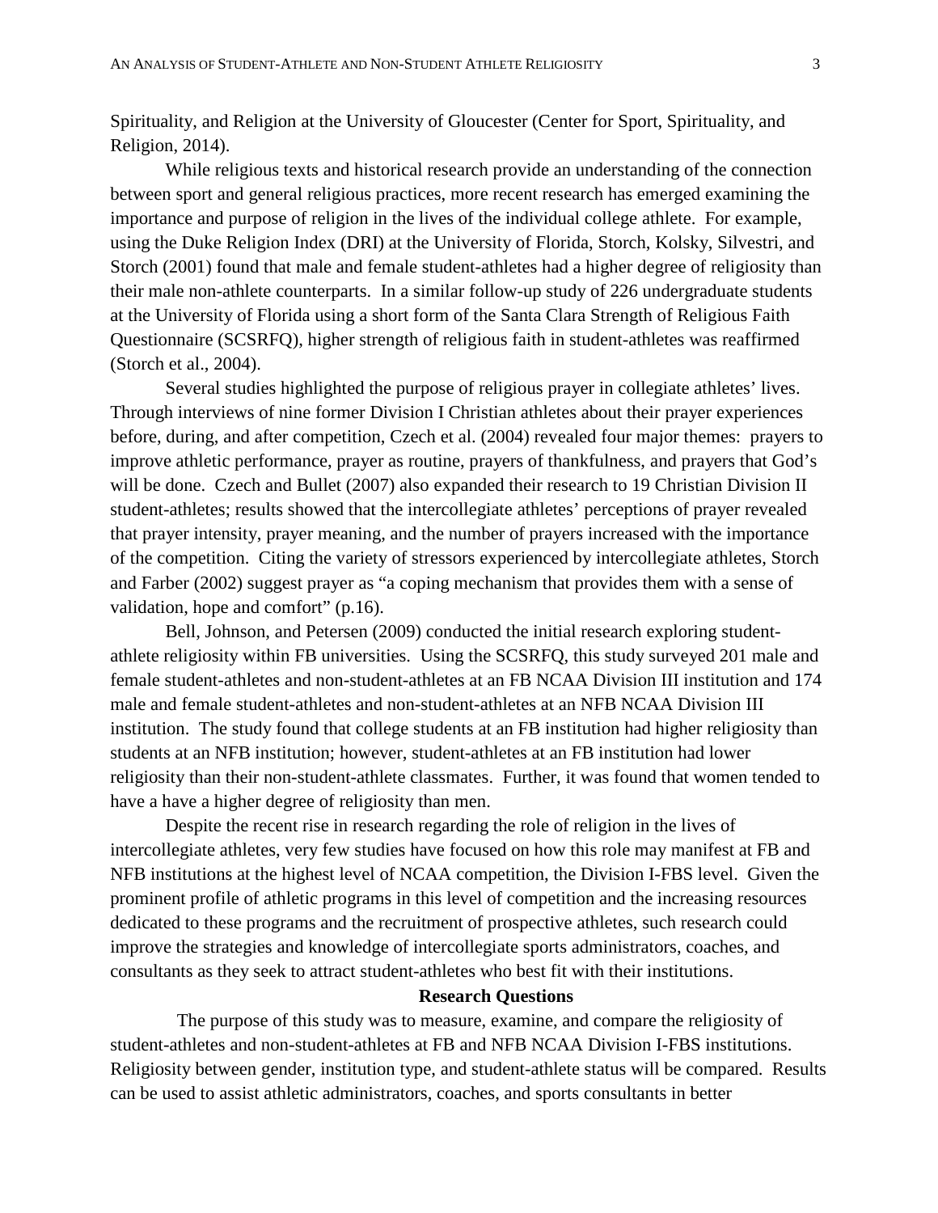Spirituality, and Religion at the University of Gloucester (Center for Sport, Spirituality, and Religion, 2014).

While religious texts and historical research provide an understanding of the connection between sport and general religious practices, more recent research has emerged examining the importance and purpose of religion in the lives of the individual college athlete. For example, using the Duke Religion Index (DRI) at the University of Florida, Storch, Kolsky, Silvestri, and Storch (2001) found that male and female student-athletes had a higher degree of religiosity than their male non-athlete counterparts. In a similar follow-up study of 226 undergraduate students at the University of Florida using a short form of the Santa Clara Strength of Religious Faith Questionnaire (SCSRFQ), higher strength of religious faith in student-athletes was reaffirmed (Storch et al., 2004).

Several studies highlighted the purpose of religious prayer in collegiate athletes' lives. Through interviews of nine former Division I Christian athletes about their prayer experiences before, during, and after competition, Czech et al. (2004) revealed four major themes: prayers to improve athletic performance, prayer as routine, prayers of thankfulness, and prayers that God's will be done. Czech and Bullet (2007) also expanded their research to 19 Christian Division II student-athletes; results showed that the intercollegiate athletes' perceptions of prayer revealed that prayer intensity, prayer meaning, and the number of prayers increased with the importance of the competition. Citing the variety of stressors experienced by intercollegiate athletes, Storch and Farber (2002) suggest prayer as "a coping mechanism that provides them with a sense of validation, hope and comfort" (p.16).

Bell, Johnson, and Petersen (2009) conducted the initial research exploring student-athlete religiosity within FB universities. Using the SCSRFQ, this study surveyed 201 male and female student-athletes and non-student-athletes at an FB NCAA Division III institution and 174 male and female student-athletes and non-student-athletes at an NFB NCAA Division III institution. The study found that college students at an FB institution had higher religiosity than students at an NFB institution; however, student-athletes at an FB institution had lower religiosity than their non-student-athlete classmates. Further, it was found that women tended to have a have a higher degree of religiosity than men.

Despite the recent rise in research regarding the role of religion in the lives of intercollegiate athletes, very few studies have focused on how this role may manifest at FB and NFB institutions at the highest level of NCAA competition, the Division I-FBS level. Given the prominent profile of athletic programs in this level of competition and the increasing resources dedicated to these programs and the recruitment of prospective athletes, such research could improve the strategies and knowledge of intercollegiate sports administrators, coaches, and consultants as they seek to attract student-athletes who best fit with their institutions.

## Research Questions

The purpose of this study was to measure, examine, and compare the religiosity of student-athletes and non-student-athletes at FB and NFB NCAA Division I-FBS institutions. Religiosity between gender, institution type, and student-athlete status will be compared. Results can be used to assist athletic administrators, coaches, and sports consultants in better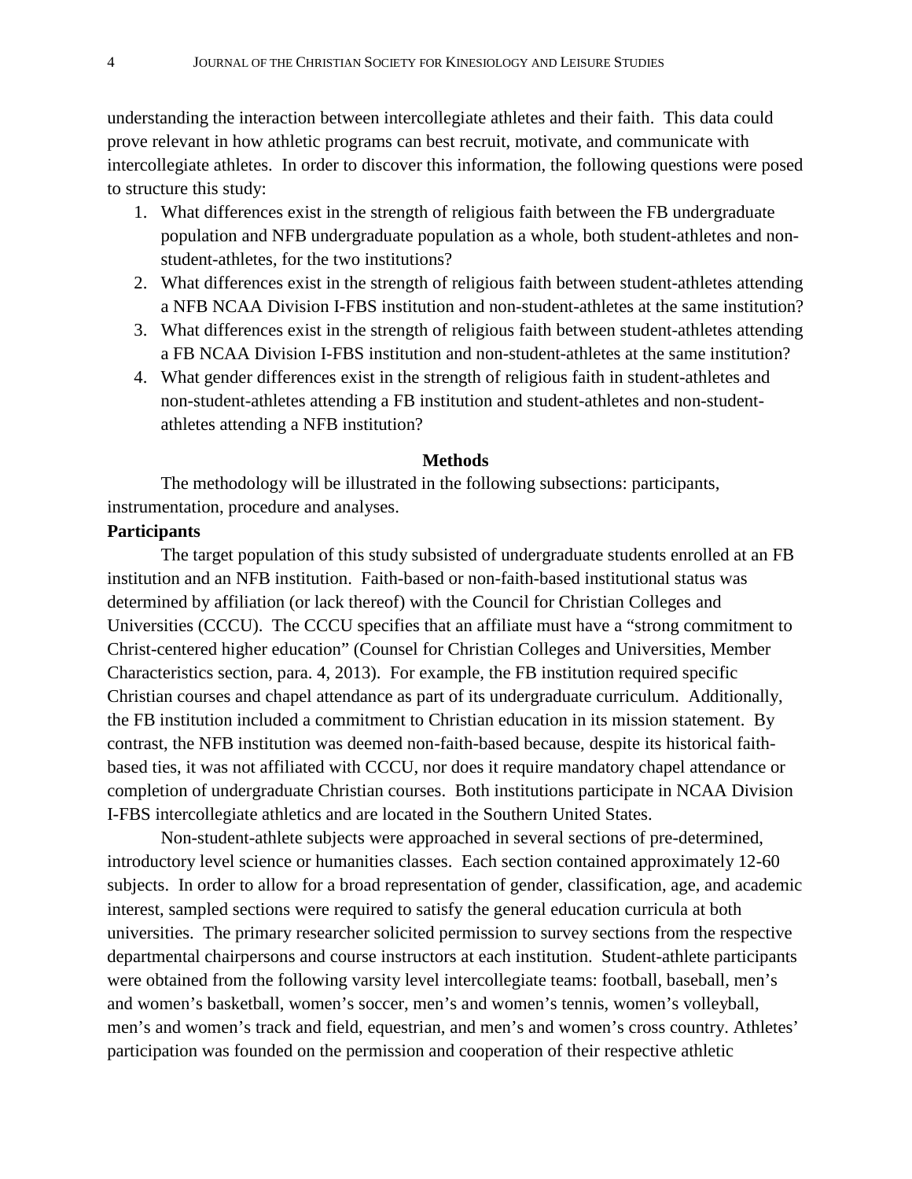understanding the interaction between intercollegiate athletes and their faith. This data could prove relevant in how athletic programs can best recruit, motivate, and communicate with intercollegiate athletes. In order to discover this information, the following questions were posed to structure this study:

1. What differences exist in the strength of religious faith between the FB undergraduate population and NFB undergraduate population as a whole, both student-athletes and non-student-athletes, for the two institutions?
2. What differences exist in the strength of religious faith between student-athletes attending a NFB NCAA Division I-FBS institution and non-student-athletes at the same institution?
3. What differences exist in the strength of religious faith between student-athletes attending a FB NCAA Division I-FBS institution and non-student-athletes at the same institution?
4. What gender differences exist in the strength of religious faith in student-athletes and non-student-athletes attending a FB institution and student-athletes and non-student-athletes attending a NFB institution?

## Methods

The methodology will be illustrated in the following subsections: participants, instrumentation, procedure and analyses.

### Participants

The target population of this study subsisted of undergraduate students enrolled at an FB institution and an NFB institution. Faith-based or non-faith-based institutional status was determined by affiliation (or lack thereof) with the Council for Christian Colleges and Universities (CCCU). The CCCU specifies that an affiliate must have a "strong commitment to Christ-centered higher education" (Counsel for Christian Colleges and Universities, Member Characteristics section, para. 4, 2013). For example, the FB institution required specific Christian courses and chapel attendance as part of its undergraduate curriculum. Additionally, the FB institution included a commitment to Christian education in its mission statement. By contrast, the NFB institution was deemed non-faith-based because, despite its historical faith-based ties, it was not affiliated with CCCU, nor does it require mandatory chapel attendance or completion of undergraduate Christian courses. Both institutions participate in NCAA Division I-FBS intercollegiate athletics and are located in the Southern United States.

Non-student-athlete subjects were approached in several sections of pre-determined, introductory level science or humanities classes. Each section contained approximately 12-60 subjects. In order to allow for a broad representation of gender, classification, age, and academic interest, sampled sections were required to satisfy the general education curricula at both universities. The primary researcher solicited permission to survey sections from the respective departmental chairpersons and course instructors at each institution. Student-athlete participants were obtained from the following varsity level intercollegiate teams: football, baseball, men's and women's basketball, women's soccer, men's and women's tennis, women's volleyball, men's and women's track and field, equestrian, and men's and women's cross country. Athletes' participation was founded on the permission and cooperation of their respective athletic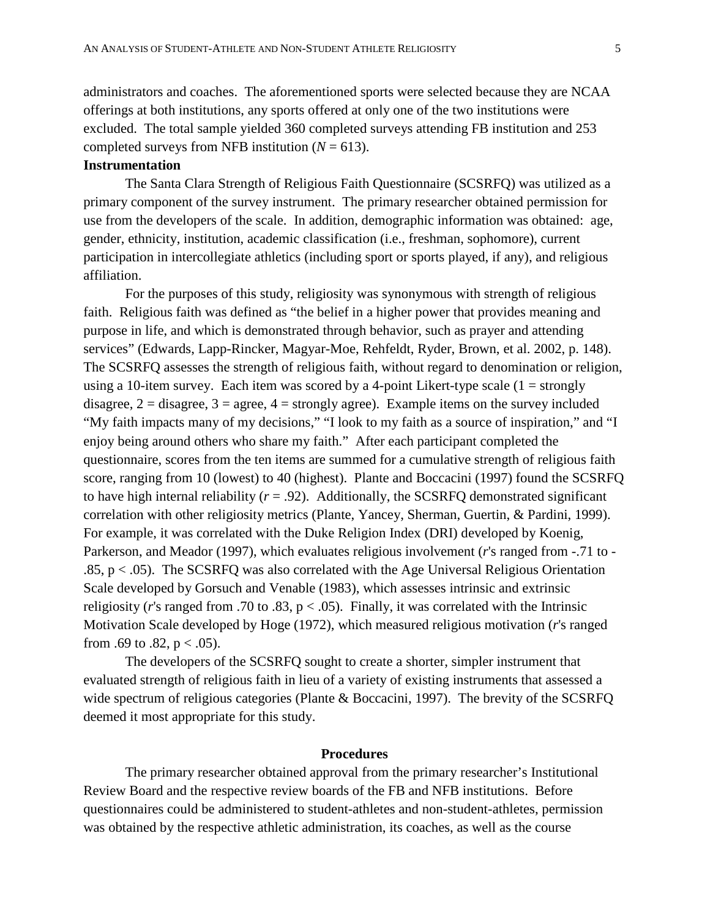administrators and coaches. The aforementioned sports were selected because they are NCAA offerings at both institutions, any sports offered at only one of the two institutions were excluded. The total sample yielded 360 completed surveys attending FB institution and 253 completed surveys from NFB institution ($N = 613$).

**Instrumentation**

The Santa Clara Strength of Religious Faith Questionnaire (SCSRFQ) was utilized as a primary component of the survey instrument. The primary researcher obtained permission for use from the developers of the scale. In addition, demographic information was obtained: age, gender, ethnicity, institution, academic classification (i.e., freshman, sophomore), current participation in intercollegiate athletics (including sport or sports played, if any), and religious affiliation.

For the purposes of this study, religiosity was synonymous with strength of religious faith. Religious faith was defined as "the belief in a higher power that provides meaning and purpose in life, and which is demonstrated through behavior, such as prayer and attending services" (Edwards, Lapp-Rincker, Magyar-Moe, Rehfeldt, Ryder, Brown, et al. 2002, p. 148). The SCSRFQ assesses the strength of religious faith, without regard to denomination or religion, using a 10-item survey. Each item was scored by a 4-point Likert-type scale (1 = strongly disagree, 2 = disagree, 3 = agree, 4 = strongly agree). Example items on the survey included "My faith impacts many of my decisions," "I look to my faith as a source of inspiration," and "I enjoy being around others who share my faith." After each participant completed the questionnaire, scores from the ten items are summed for a cumulative strength of religious faith score, ranging from 10 (lowest) to 40 (highest). Plante and Boccacini (1997) found the SCSRFQ to have high internal reliability ($r = .92$). Additionally, the SCSRFQ demonstrated significant correlation with other religiosity metrics (Plante, Yancey, Sherman, Guertin, & Pardini, 1999). For example, it was correlated with the Duke Religion Index (DRI) developed by Koenig, Parkerson, and Meador (1997), which evaluates religious involvement ($r$'s ranged from -.71 to -.85, $p < .05$). The SCSRFQ was also correlated with the Age Universal Religious Orientation Scale developed by Gorsuch and Venable (1983), which assesses intrinsic and extrinsic religiosity ($r$'s ranged from .70 to .83, $p < .05$). Finally, it was correlated with the Intrinsic Motivation Scale developed by Hoge (1972), which measured religious motivation ($r$'s ranged from .69 to .82, $p < .05$).

The developers of the SCSRFQ sought to create a shorter, simpler instrument that evaluated strength of religious faith in lieu of a variety of existing instruments that assessed a wide spectrum of religious categories (Plante & Boccacini, 1997). The brevity of the SCSRFQ deemed it most appropriate for this study.

**Procedures**

The primary researcher obtained approval from the primary researcher's Institutional Review Board and the respective review boards of the FB and NFB institutions. Before questionnaires could be administered to student-athletes and non-student-athletes, permission was obtained by the respective athletic administration, its coaches, as well as the course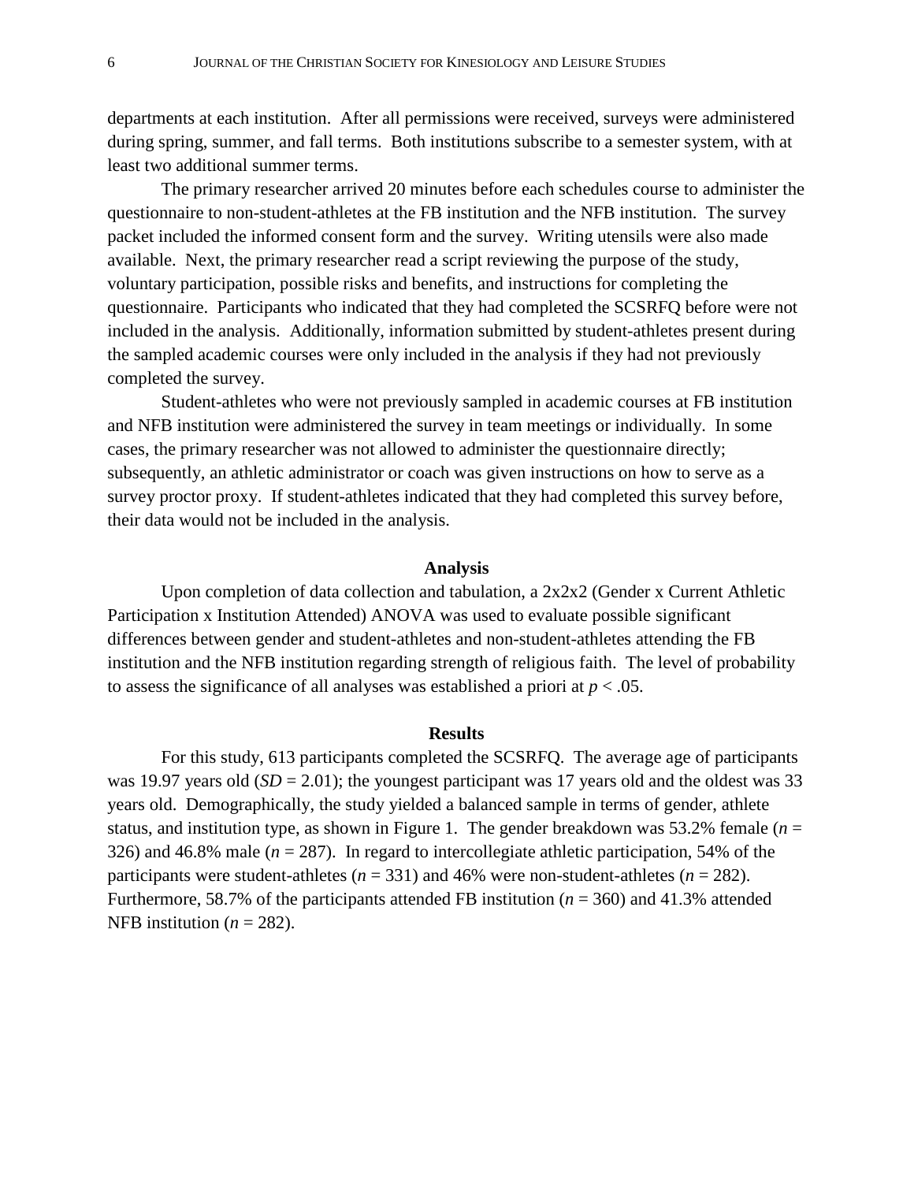departments at each institution. After all permissions were received, surveys were administered during spring, summer, and fall terms. Both institutions subscribe to a semester system, with at least two additional summer terms.

The primary researcher arrived 20 minutes before each schedules course to administer the questionnaire to non-student-athletes at the FB institution and the NFB institution. The survey packet included the informed consent form and the survey. Writing utensils were also made available. Next, the primary researcher read a script reviewing the purpose of the study, voluntary participation, possible risks and benefits, and instructions for completing the questionnaire. Participants who indicated that they had completed the SCSRFQ before were not included in the analysis. Additionally, information submitted by student-athletes present during the sampled academic courses were only included in the analysis if they had not previously completed the survey.

Student-athletes who were not previously sampled in academic courses at FB institution and NFB institution were administered the survey in team meetings or individually. In some cases, the primary researcher was not allowed to administer the questionnaire directly; subsequently, an athletic administrator or coach was given instructions on how to serve as a survey proctor proxy. If student-athletes indicated that they had completed this survey before, their data would not be included in the analysis.

## Analysis

Upon completion of data collection and tabulation, a 2x2x2 (Gender x Current Athletic Participation x Institution Attended) ANOVA was used to evaluate possible significant differences between gender and student-athletes and non-student-athletes attending the FB institution and the NFB institution regarding strength of religious faith. The level of probability to assess the significance of all analyses was established a priori at $p < .05$.

## Results

For this study, 613 participants completed the SCSRFQ. The average age of participants was 19.97 years old ($SD = 2.01$); the youngest participant was 17 years old and the oldest was 33 years old. Demographically, the study yielded a balanced sample in terms of gender, athlete status, and institution type, as shown in Figure 1. The gender breakdown was 53.2% female ($n = 326$) and 46.8% male ($n = 287$). In regard to intercollegiate athletic participation, 54% of the participants were student-athletes ($n = 331$) and 46% were non-student-athletes ($n = 282$). Furthermore, 58.7% of the participants attended FB institution ($n = 360$) and 41.3% attended NFB institution ($n = 282$).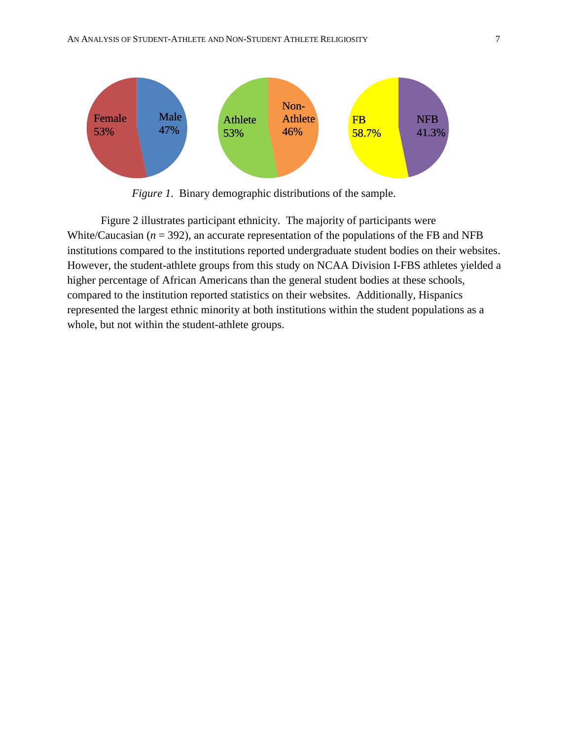Female 53%

Male 47%

Athlete 53%

Non-Athlete 46%

FB 58.7%

NFB 41.3%

*Figure 1*. Binary demographic distributions of the sample.

Figure 2 illustrates participant ethnicity. The majority of participants were White/Caucasian (*n* = 392), an accurate representation of the populations of the FB and NFB institutions compared to the institutions reported undergraduate student bodies on their websites. However, the student-athlete groups from this study on NCAA Division I-FBS athletes yielded a higher percentage of African Americans than the general student bodies at these schools, compared to the institution reported statistics on their websites. Additionally, Hispanics represented the largest ethnic minority at both institutions within the student populations as a whole, but not within the student-athlete groups.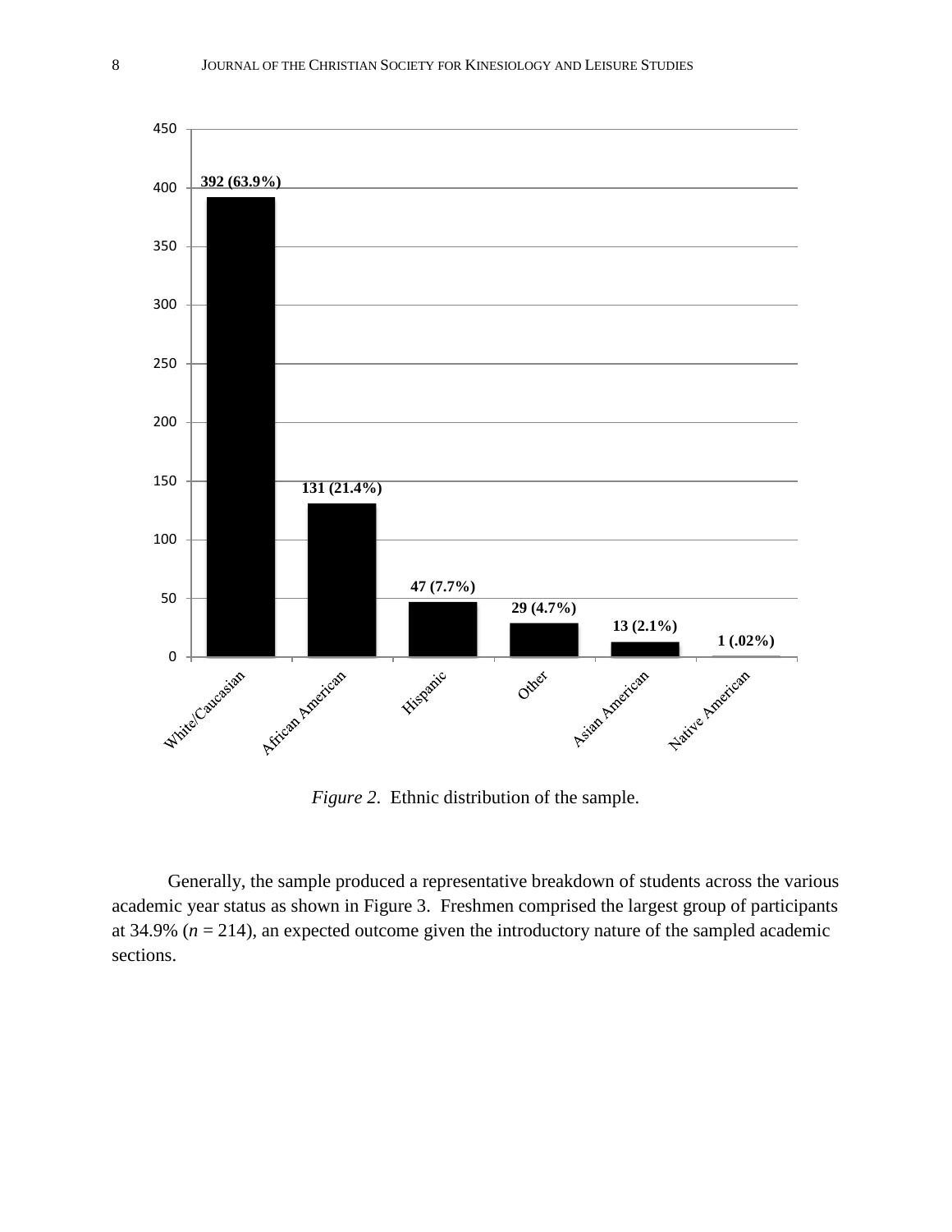*Figure 2*. Ethnic distribution of the sample.

Generally, the sample produced a representative breakdown of students across the various academic year status as shown in Figure 3. Freshmen comprised the largest group of participants at 34.9% ($n$ = 214), an expected outcome given the introductory nature of the sampled academic sections.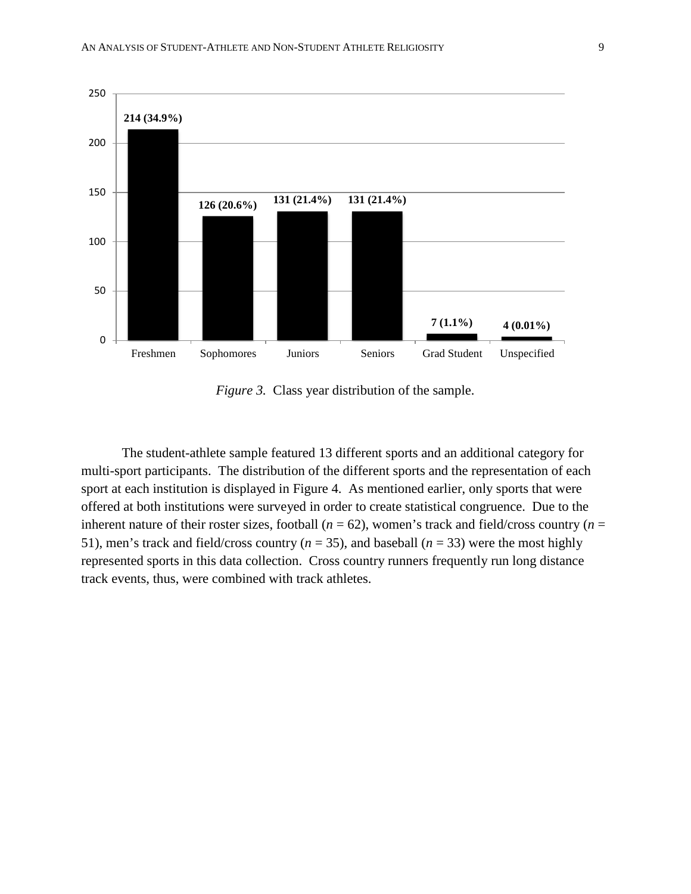| Freshmen | Sophomores | Juniors | Seniors | Grad Student | Unspecified |
|---|---|---|---|---|---|
| 214 (34.9%) | 126 (20.6%) | 131 (21.4%) | 131 (21.4%) | 7 (1.1%) | 4 (0.01%) |

*Figure 3.* Class year distribution of the sample.

The student-athlete sample featured 13 different sports and an additional category for multi-sport participants. The distribution of the different sports and the representation of each sport at each institution is displayed in Figure 4. As mentioned earlier, only sports that were offered at both institutions were surveyed in order to create statistical congruence. Due to the inherent nature of their roster sizes, football ($n$ = 62), women's track and field/cross country ($n$ = 51), men's track and field/cross country ($n$ = 35), and baseball ($n$ = 33) were the most highly represented sports in this data collection. Cross country runners frequently run long distance track events, thus, were combined with track athletes.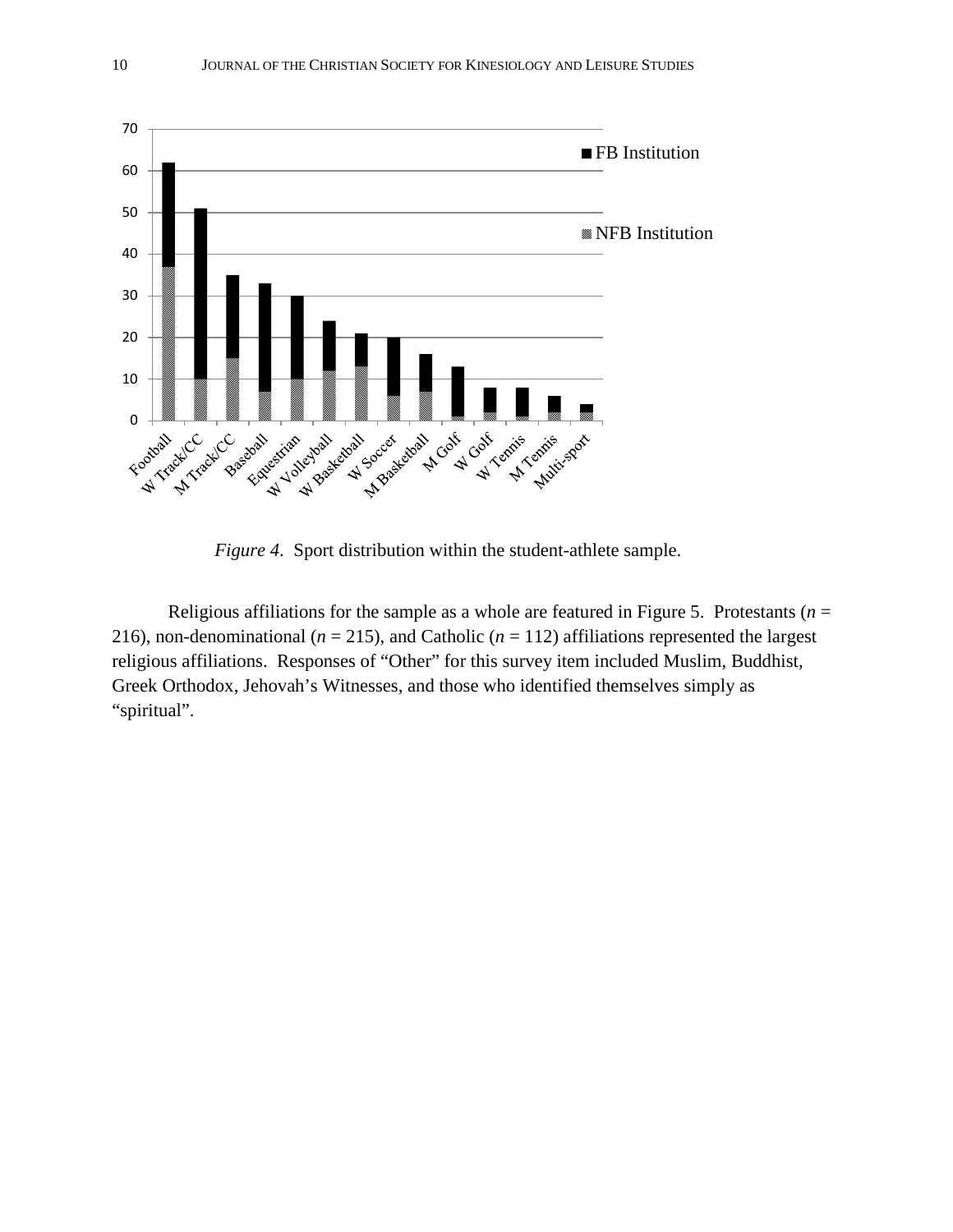*Figure 4.* Sport distribution within the student-athlete sample.

Religious affiliations for the sample as a whole are featured in Figure 5. Protestants ($n$ = 216), non-denominational ($n$ = 215), and Catholic ($n$ = 112) affiliations represented the largest religious affiliations. Responses of "Other" for this survey item included Muslim, Buddhist, Greek Orthodox, Jehovah's Witnesses, and those who identified themselves simply as "spiritual".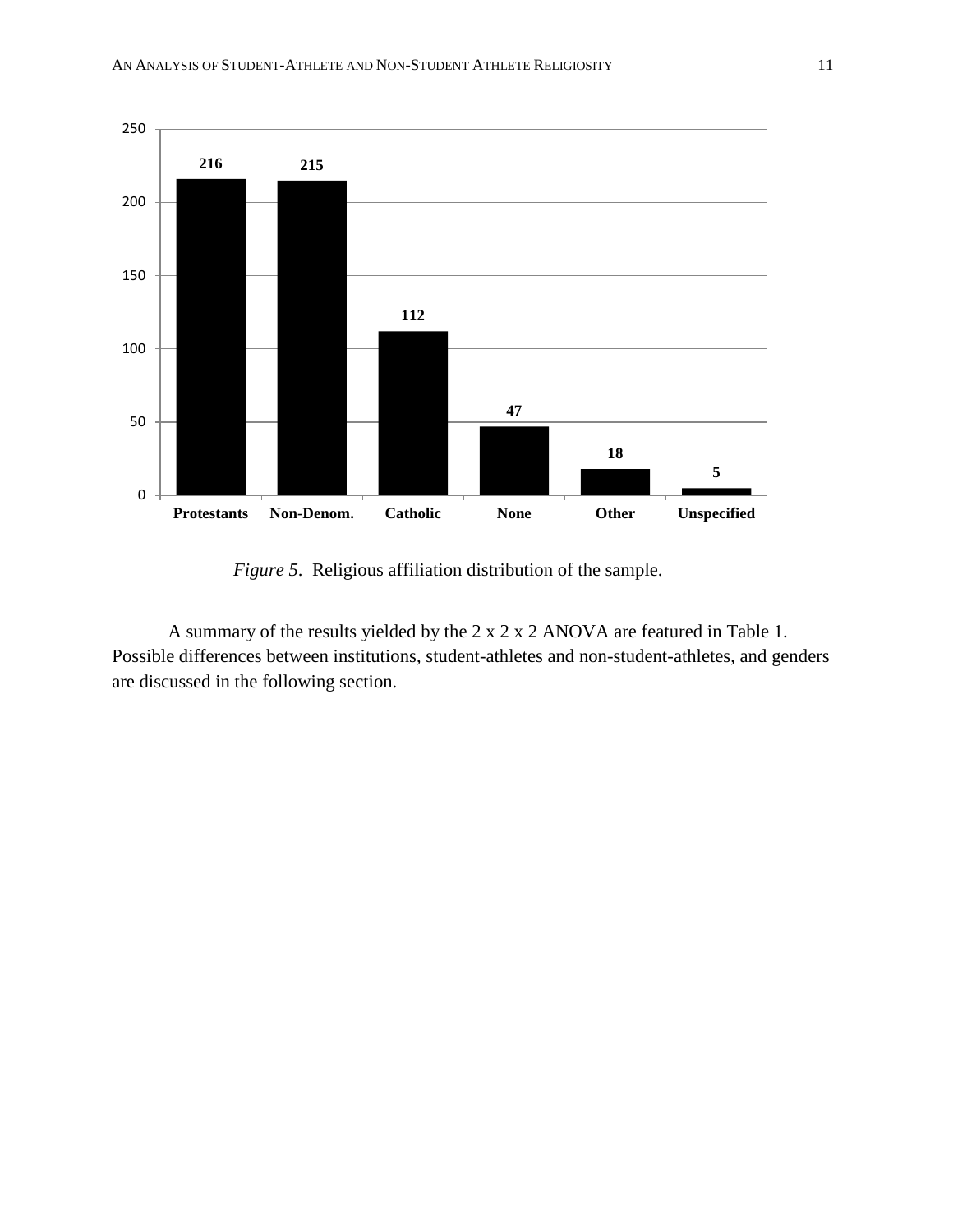*Figure 5*. Religious affiliation distribution of the sample.

A summary of the results yielded by the 2 x 2 x 2 ANOVA are featured in Table 1. Possible differences between institutions, student-athletes and non-student-athletes, and genders are discussed in the following section.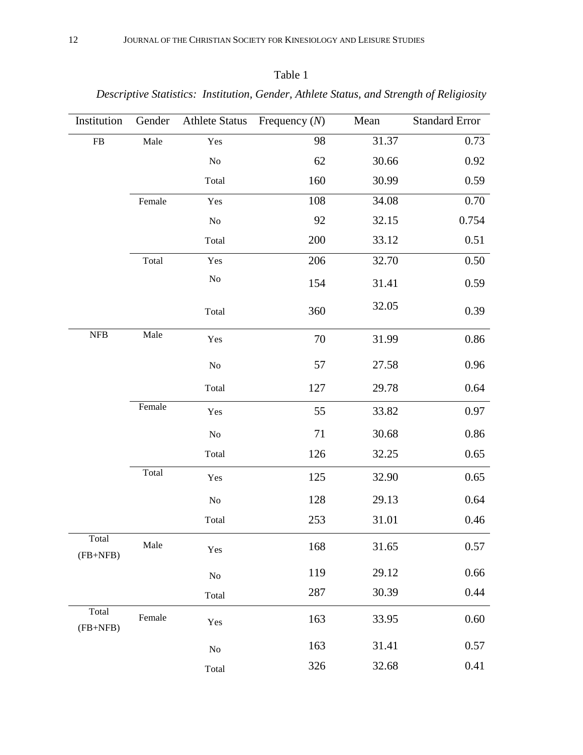Table 1

*Descriptive Statistics: Institution, Gender, Athlete Status, and Strength of Religiosity*

| Institution | Gender | Athlete Status | Frequency (*N*) | Mean | Standard Error |
|---|---|---|---|---|---|
| FB | Male | Yes | 98 | 31.37 | 0.73 |
| | | No | 62 | 30.66 | 0.92 |
| | | Total | 160 | 30.99 | 0.59 |
| | Female | Yes | 108 | 34.08 | 0.70 |
| | | No | 92 | 32.15 | 0.754 |
| | | Total | 200 | 33.12 | 0.51 |
| | Total | Yes | 206 | 32.70 | 0.50 |
| | | No | 154 | 31.41 | 0.59 |
| | | Total | 360 | 32.05 | 0.39 |
| NFB | Male | Yes | 70 | 31.99 | 0.86 |
| | | No | 57 | 27.58 | 0.96 |
| | | Total | 127 | 29.78 | 0.64 |
| | Female | Yes | 55 | 33.82 | 0.97 |
| | | No | 71 | 30.68 | 0.86 |
| | | Total | 126 | 32.25 | 0.65 |
| | Total | Yes | 125 | 32.90 | 0.65 |
| | | No | 128 | 29.13 | 0.64 |
| | | Total | 253 | 31.01 | 0.46 |
| Total (FB+NFB) | Male | Yes | 168 | 31.65 | 0.57 |
| | | No | 119 | 29.12 | 0.66 |
| | | Total | 287 | 30.39 | 0.44 |
| Total (FB+NFB) | Female | Yes | 163 | 33.95 | 0.60 |
| | | No | 163 | 31.41 | 0.57 |
| | | Total | 326 | 32.68 | 0.41 |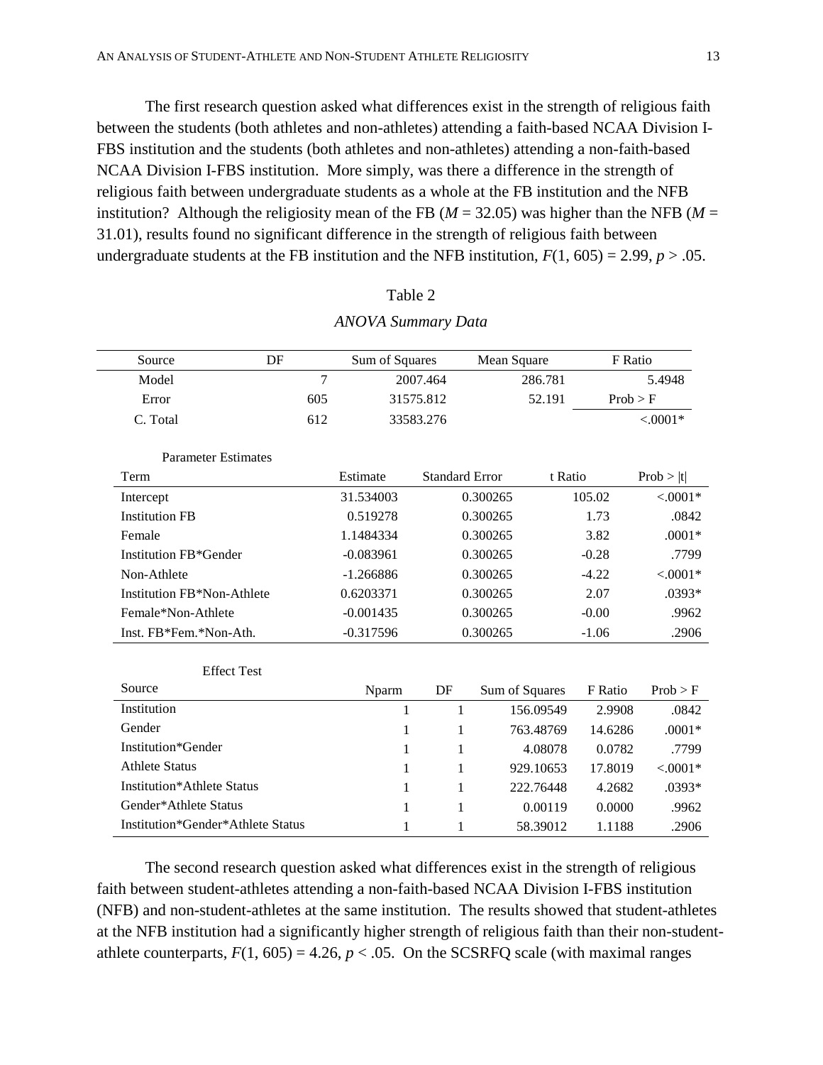The first research question asked what differences exist in the strength of religious faith between the students (both athletes and non-athletes) attending a faith-based NCAA Division I-FBS institution and the students (both athletes and non-athletes) attending a non-faith-based NCAA Division I-FBS institution. More simply, was there a difference in the strength of religious faith between undergraduate students as a whole at the FB institution and the NFB institution? Although the religiosity mean of the FB ($M$ = 32.05) was higher than the NFB ($M$ = 31.01), results found no significant difference in the strength of religious faith between undergraduate students at the FB institution and the NFB institution, $F(1, 605) = 2.99$, $p > .05$.

Table 2

*ANOVA Summary Data*

| Source | DF | Sum of Squares | Mean Square | F Ratio |
|---|---|---|---|---|
| Model | 7 | 2007.464 | 286.781 | 5.4948 |
| Error | 605 | 31575.812 | 52.191 | Prob > F |
| C. Total | 612 | 33583.276 | | <.0001* |

Parameter Estimates

| Term | Estimate | Standard Error | t Ratio | Prob > \|t\| |
|---|---|---|---|---|
| Intercept | 31.534003 | 0.300265 | 105.02 | <.0001* |
| Institution FB | 0.519278 | 0.300265 | 1.73 | .0842 |
| Female | 1.1484334 | 0.300265 | 3.82 | .0001* |
| Institution FB*Gender | -0.083961 | 0.300265 | -0.28 | .7799 |
| Non-Athlete | -1.266886 | 0.300265 | -4.22 | <.0001* |
| Institution FB*Non-Athlete | 0.6203371 | 0.300265 | 2.07 | .0393* |
| Female*Non-Athlete | -0.001435 | 0.300265 | -0.00 | .9962 |
| Inst. FB*Fem.*Non-Ath. | -0.317596 | 0.300265 | -1.06 | .2906 |

Effect Test

| Source | Nparm | DF | Sum of Squares | F Ratio | Prob > F |
|---|---|---|---|---|---|
| Institution | 1 | 1 | 156.09549 | 2.9908 | .0842 |
| Gender | 1 | 1 | 763.48769 | 14.6286 | .0001* |
| Institution*Gender | 1 | 1 | 4.08078 | 0.0782 | .7799 |
| Athlete Status | 1 | 1 | 929.10653 | 17.8019 | <.0001* |
| Institution*Athlete Status | 1 | 1 | 222.76448 | 4.2682 | .0393* |
| Gender*Athlete Status | 1 | 1 | 0.00119 | 0.0000 | .9962 |
| Institution*Gender*Athlete Status | 1 | 1 | 58.39012 | 1.1188 | .2906 |

The second research question asked what differences exist in the strength of religious faith between student-athletes attending a non-faith-based NCAA Division I-FBS institution (NFB) and non-student-athletes at the same institution. The results showed that student-athletes at the NFB institution had a significantly higher strength of religious faith than their non-student-athlete counterparts, $F(1, 605) = 4.26$, $p < .05$. On the SCSRFQ scale (with maximal ranges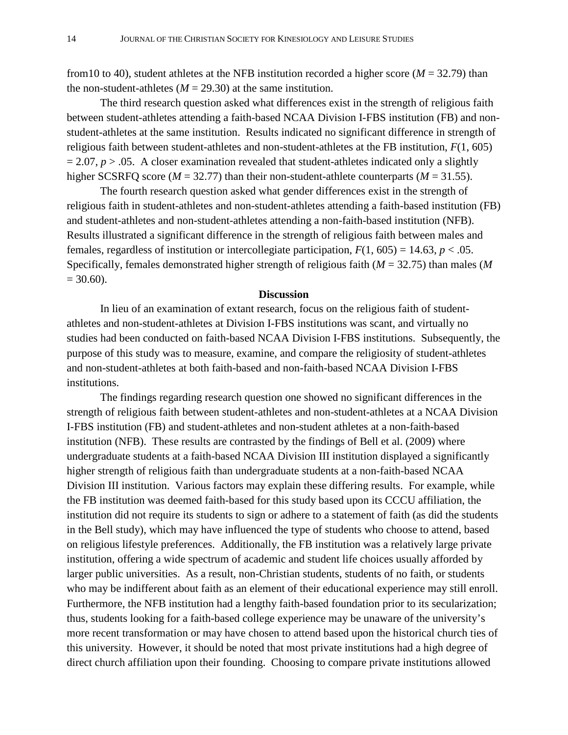from10 to 40), student athletes at the NFB institution recorded a higher score ($M = 32.79$) than the non-student-athletes ($M = 29.30$) at the same institution.

The third research question asked what differences exist in the strength of religious faith between student-athletes attending a faith-based NCAA Division I-FBS institution (FB) and non-student-athletes at the same institution. Results indicated no significant difference in strength of religious faith between student-athletes and non-student-athletes at the FB institution, $F(1, 605) = 2.07$, $p > .05$. A closer examination revealed that student-athletes indicated only a slightly higher SCSRFQ score ($M = 32.77$) than their non-student-athlete counterparts ($M = 31.55$).

The fourth research question asked what gender differences exist in the strength of religious faith in student-athletes and non-student-athletes attending a faith-based institution (FB) and student-athletes and non-student-athletes attending a non-faith-based institution (NFB). Results illustrated a significant difference in the strength of religious faith between males and females, regardless of institution or intercollegiate participation, $F(1, 605) = 14.63$, $p < .05$. Specifically, females demonstrated higher strength of religious faith ($M = 32.75$) than males ($M = 30.60$).

## Discussion

In lieu of an examination of extant research, focus on the religious faith of student-athletes and non-student-athletes at Division I-FBS institutions was scant, and virtually no studies had been conducted on faith-based NCAA Division I-FBS institutions. Subsequently, the purpose of this study was to measure, examine, and compare the religiosity of student-athletes and non-student-athletes at both faith-based and non-faith-based NCAA Division I-FBS institutions.

The findings regarding research question one showed no significant differences in the strength of religious faith between student-athletes and non-student-athletes at a NCAA Division I-FBS institution (FB) and student-athletes and non-student athletes at a non-faith-based institution (NFB). These results are contrasted by the findings of Bell et al. (2009) where undergraduate students at a faith-based NCAA Division III institution displayed a significantly higher strength of religious faith than undergraduate students at a non-faith-based NCAA Division III institution. Various factors may explain these differing results. For example, while the FB institution was deemed faith-based for this study based upon its CCCU affiliation, the institution did not require its students to sign or adhere to a statement of faith (as did the students in the Bell study), which may have influenced the type of students who choose to attend, based on religious lifestyle preferences. Additionally, the FB institution was a relatively large private institution, offering a wide spectrum of academic and student life choices usually afforded by larger public universities. As a result, non-Christian students, students of no faith, or students who may be indifferent about faith as an element of their educational experience may still enroll. Furthermore, the NFB institution had a lengthy faith-based foundation prior to its secularization; thus, students looking for a faith-based college experience may be unaware of the university's more recent transformation or may have chosen to attend based upon the historical church ties of this university. However, it should be noted that most private institutions had a high degree of direct church affiliation upon their founding. Choosing to compare private institutions allowed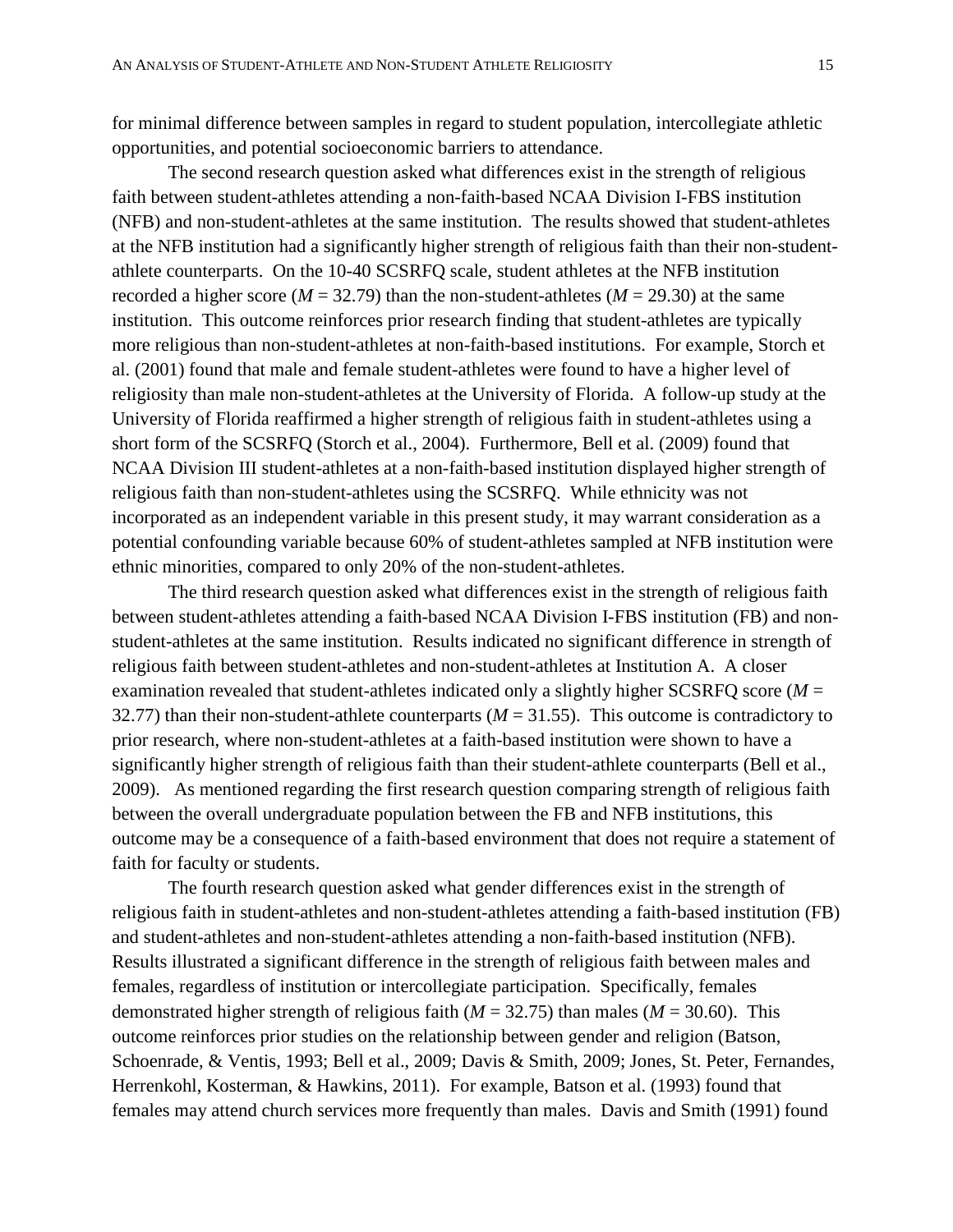for minimal difference between samples in regard to student population, intercollegiate athletic opportunities, and potential socioeconomic barriers to attendance.

The second research question asked what differences exist in the strength of religious faith between student-athletes attending a non-faith-based NCAA Division I-FBS institution (NFB) and non-student-athletes at the same institution. The results showed that student-athletes at the NFB institution had a significantly higher strength of religious faith than their non-student-athlete counterparts. On the 10-40 SCSRFQ scale, student athletes at the NFB institution recorded a higher score ($M$ = 32.79) than the non-student-athletes ($M$ = 29.30) at the same institution. This outcome reinforces prior research finding that student-athletes are typically more religious than non-student-athletes at non-faith-based institutions. For example, Storch et al. (2001) found that male and female student-athletes were found to have a higher level of religiosity than male non-student-athletes at the University of Florida. A follow-up study at the University of Florida reaffirmed a higher strength of religious faith in student-athletes using a short form of the SCSRFQ (Storch et al., 2004). Furthermore, Bell et al. (2009) found that NCAA Division III student-athletes at a non-faith-based institution displayed higher strength of religious faith than non-student-athletes using the SCSRFQ. While ethnicity was not incorporated as an independent variable in this present study, it may warrant consideration as a potential confounding variable because 60% of student-athletes sampled at NFB institution were ethnic minorities, compared to only 20% of the non-student-athletes.

The third research question asked what differences exist in the strength of religious faith between student-athletes attending a faith-based NCAA Division I-FBS institution (FB) and non-student-athletes at the same institution. Results indicated no significant difference in strength of religious faith between student-athletes and non-student-athletes at Institution A. A closer examination revealed that student-athletes indicated only a slightly higher SCSRFQ score ($M$ = 32.77) than their non-student-athlete counterparts ($M$ = 31.55). This outcome is contradictory to prior research, where non-student-athletes at a faith-based institution were shown to have a significantly higher strength of religious faith than their student-athlete counterparts (Bell et al., 2009). As mentioned regarding the first research question comparing strength of religious faith between the overall undergraduate population between the FB and NFB institutions, this outcome may be a consequence of a faith-based environment that does not require a statement of faith for faculty or students.

The fourth research question asked what gender differences exist in the strength of religious faith in student-athletes and non-student-athletes attending a faith-based institution (FB) and student-athletes and non-student-athletes attending a non-faith-based institution (NFB). Results illustrated a significant difference in the strength of religious faith between males and females, regardless of institution or intercollegiate participation. Specifically, females demonstrated higher strength of religious faith ($M$ = 32.75) than males ($M$ = 30.60). This outcome reinforces prior studies on the relationship between gender and religion (Batson, Schoenrade, & Ventis, 1993; Bell et al., 2009; Davis & Smith, 2009; Jones, St. Peter, Fernandes, Herrenkohl, Kosterman, & Hawkins, 2011). For example, Batson et al. (1993) found that females may attend church services more frequently than males. Davis and Smith (1991) found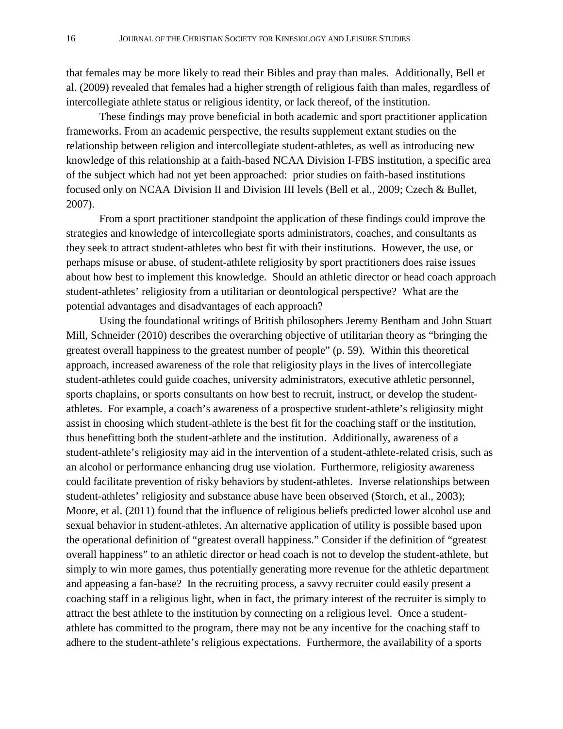that females may be more likely to read their Bibles and pray than males. Additionally, Bell et al. (2009) revealed that females had a higher strength of religious faith than males, regardless of intercollegiate athlete status or religious identity, or lack thereof, of the institution.

These findings may prove beneficial in both academic and sport practitioner application frameworks. From an academic perspective, the results supplement extant studies on the relationship between religion and intercollegiate student-athletes, as well as introducing new knowledge of this relationship at a faith-based NCAA Division I-FBS institution, a specific area of the subject which had not yet been approached: prior studies on faith-based institutions focused only on NCAA Division II and Division III levels (Bell et al., 2009; Czech & Bullet, 2007).

From a sport practitioner standpoint the application of these findings could improve the strategies and knowledge of intercollegiate sports administrators, coaches, and consultants as they seek to attract student-athletes who best fit with their institutions. However, the use, or perhaps misuse or abuse, of student-athlete religiosity by sport practitioners does raise issues about how best to implement this knowledge. Should an athletic director or head coach approach student-athletes' religiosity from a utilitarian or deontological perspective? What are the potential advantages and disadvantages of each approach?

Using the foundational writings of British philosophers Jeremy Bentham and John Stuart Mill, Schneider (2010) describes the overarching objective of utilitarian theory as "bringing the greatest overall happiness to the greatest number of people" (p. 59). Within this theoretical approach, increased awareness of the role that religiosity plays in the lives of intercollegiate student-athletes could guide coaches, university administrators, executive athletic personnel, sports chaplains, or sports consultants on how best to recruit, instruct, or develop the student-athletes. For example, a coach's awareness of a prospective student-athlete's religiosity might assist in choosing which student-athlete is the best fit for the coaching staff or the institution, thus benefitting both the student-athlete and the institution. Additionally, awareness of a student-athlete's religiosity may aid in the intervention of a student-athlete-related crisis, such as an alcohol or performance enhancing drug use violation. Furthermore, religiosity awareness could facilitate prevention of risky behaviors by student-athletes. Inverse relationships between student-athletes' religiosity and substance abuse have been observed (Storch, et al., 2003); Moore, et al. (2011) found that the influence of religious beliefs predicted lower alcohol use and sexual behavior in student-athletes. An alternative application of utility is possible based upon the operational definition of "greatest overall happiness." Consider if the definition of "greatest overall happiness" to an athletic director or head coach is not to develop the student-athlete, but simply to win more games, thus potentially generating more revenue for the athletic department and appeasing a fan-base? In the recruiting process, a savvy recruiter could easily present a coaching staff in a religious light, when in fact, the primary interest of the recruiter is simply to attract the best athlete to the institution by connecting on a religious level. Once a student-athlete has committed to the program, there may not be any incentive for the coaching staff to adhere to the student-athlete's religious expectations. Furthermore, the availability of a sports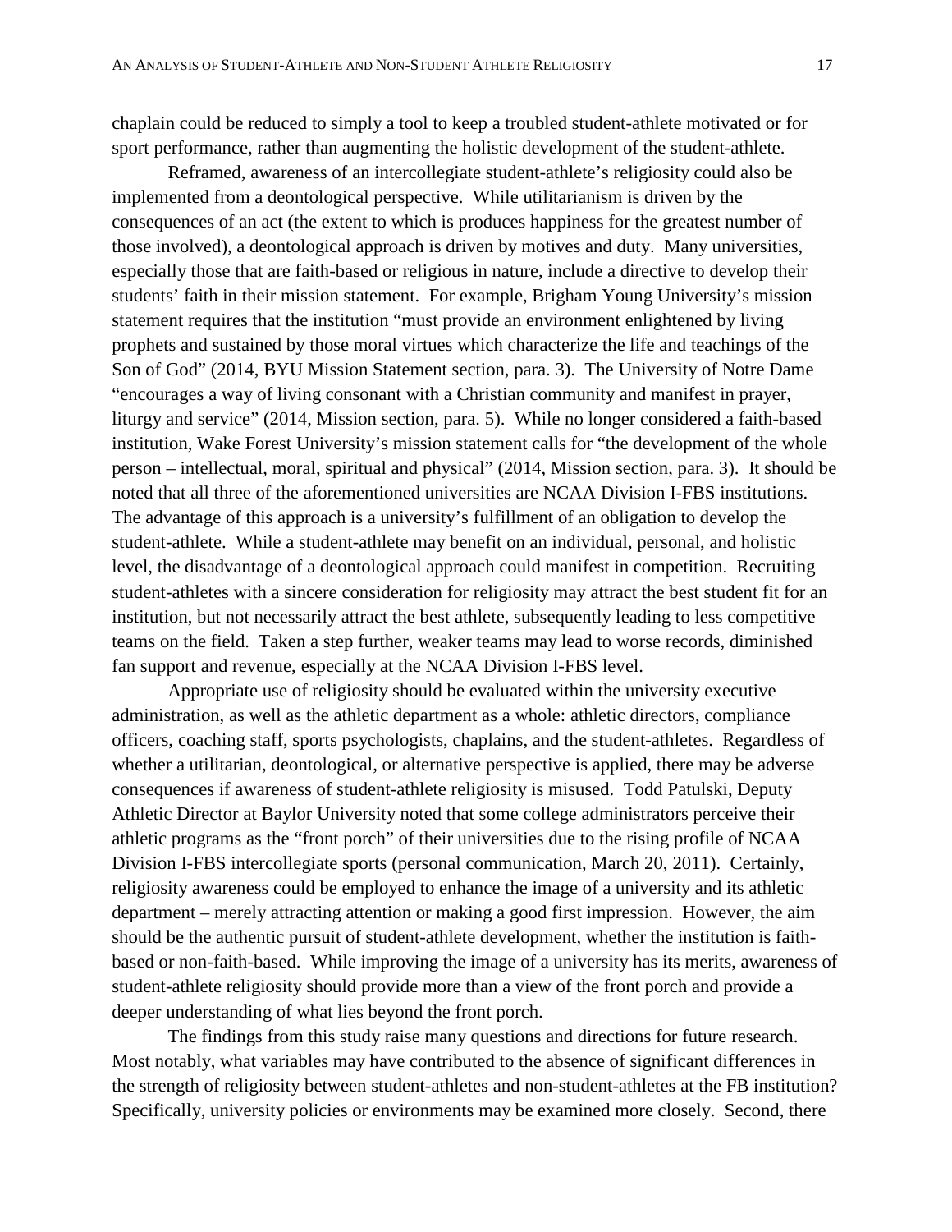chaplain could be reduced to simply a tool to keep a troubled student-athlete motivated or for sport performance, rather than augmenting the holistic development of the student-athlete.

Reframed, awareness of an intercollegiate student-athlete's religiosity could also be implemented from a deontological perspective. While utilitarianism is driven by the consequences of an act (the extent to which is produces happiness for the greatest number of those involved), a deontological approach is driven by motives and duty. Many universities, especially those that are faith-based or religious in nature, include a directive to develop their students' faith in their mission statement. For example, Brigham Young University's mission statement requires that the institution "must provide an environment enlightened by living prophets and sustained by those moral virtues which characterize the life and teachings of the Son of God" (2014, BYU Mission Statement section, para. 3). The University of Notre Dame "encourages a way of living consonant with a Christian community and manifest in prayer, liturgy and service" (2014, Mission section, para. 5). While no longer considered a faith-based institution, Wake Forest University's mission statement calls for "the development of the whole person – intellectual, moral, spiritual and physical" (2014, Mission section, para. 3). It should be noted that all three of the aforementioned universities are NCAA Division I-FBS institutions. The advantage of this approach is a university's fulfillment of an obligation to develop the student-athlete. While a student-athlete may benefit on an individual, personal, and holistic level, the disadvantage of a deontological approach could manifest in competition. Recruiting student-athletes with a sincere consideration for religiosity may attract the best student fit for an institution, but not necessarily attract the best athlete, subsequently leading to less competitive teams on the field. Taken a step further, weaker teams may lead to worse records, diminished fan support and revenue, especially at the NCAA Division I-FBS level.

Appropriate use of religiosity should be evaluated within the university executive administration, as well as the athletic department as a whole: athletic directors, compliance officers, coaching staff, sports psychologists, chaplains, and the student-athletes. Regardless of whether a utilitarian, deontological, or alternative perspective is applied, there may be adverse consequences if awareness of student-athlete religiosity is misused. Todd Patulski, Deputy Athletic Director at Baylor University noted that some college administrators perceive their athletic programs as the "front porch" of their universities due to the rising profile of NCAA Division I-FBS intercollegiate sports (personal communication, March 20, 2011). Certainly, religiosity awareness could be employed to enhance the image of a university and its athletic department – merely attracting attention or making a good first impression. However, the aim should be the authentic pursuit of student-athlete development, whether the institution is faith-based or non-faith-based. While improving the image of a university has its merits, awareness of student-athlete religiosity should provide more than a view of the front porch and provide a deeper understanding of what lies beyond the front porch.

The findings from this study raise many questions and directions for future research. Most notably, what variables may have contributed to the absence of significant differences in the strength of religiosity between student-athletes and non-student-athletes at the FB institution? Specifically, university policies or environments may be examined more closely. Second, there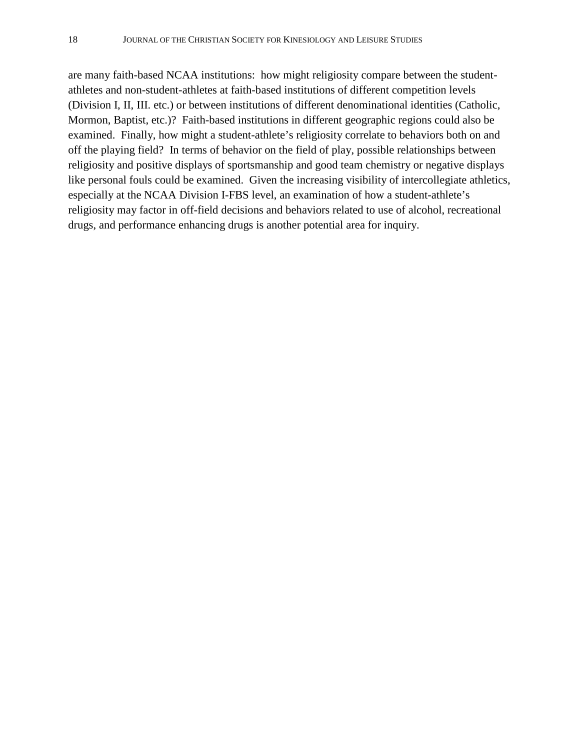are many faith-based NCAA institutions: how might religiosity compare between the student-athletes and non-student-athletes at faith-based institutions of different competition levels (Division I, II, III. etc.) or between institutions of different denominational identities (Catholic, Mormon, Baptist, etc.)? Faith-based institutions in different geographic regions could also be examined. Finally, how might a student-athlete's religiosity correlate to behaviors both on and off the playing field? In terms of behavior on the field of play, possible relationships between religiosity and positive displays of sportsmanship and good team chemistry or negative displays like personal fouls could be examined. Given the increasing visibility of intercollegiate athletics, especially at the NCAA Division I-FBS level, an examination of how a student-athlete's religiosity may factor in off-field decisions and behaviors related to use of alcohol, recreational drugs, and performance enhancing drugs is another potential area for inquiry.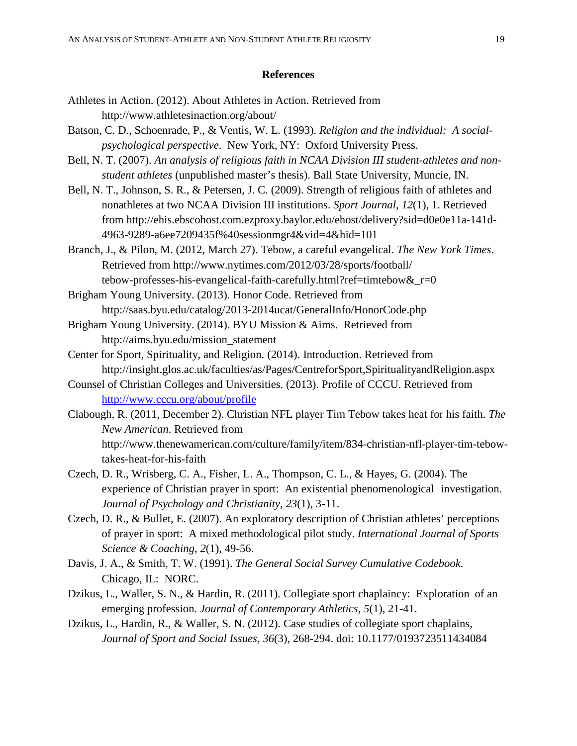## References

Athletes in Action. (2012). About Athletes in Action. Retrieved from http://www.athletesinaction.org/about/

Batson, C. D., Schoenrade, P., & Ventis, W. L. (1993). *Religion and the individual: A social-psychological perspective*. New York, NY: Oxford University Press.

Bell, N. T. (2007). *An analysis of religious faith in NCAA Division III student-athletes and non-student athletes* (unpublished master's thesis). Ball State University, Muncie, IN.

Bell, N. T., Johnson, S. R., & Petersen, J. C. (2009). Strength of religious faith of athletes and nonathletes at two NCAA Division III institutions. *Sport Journal*, *12*(1), 1. Retrieved from http://ehis.ebscohost.com.ezproxy.baylor.edu/ehost/delivery?sid=d0e0e11a-141d-4963-9289-a6ee7209435f%40sessionmgr4&vid=4&hid=101

Branch, J., & Pilon, M. (2012, March 27). Tebow, a careful evangelical. *The New York Times*. Retrieved from http://www.nytimes.com/2012/03/28/sports/football/tebow-professes-his-evangelical-faith-carefully.html?ref=timtebow&_r=0

Brigham Young University. (2013). Honor Code. Retrieved from http://saas.byu.edu/catalog/2013-2014ucat/GeneralInfo/HonorCode.php

Brigham Young University. (2014). BYU Mission & Aims. Retrieved from http://aims.byu.edu/mission_statement

Center for Sport, Spirituality, and Religion. (2014). Introduction. Retrieved from http://insight.glos.ac.uk/faculties/as/Pages/CentreforSport,SpiritualityandReligion.aspx

Counsel of Christian Colleges and Universities. (2013). Profile of CCCU. Retrieved from http://www.cccu.org/about/profile

Claborough, R. (2011, December 2). Christian NFL player Tim Tebow takes heat for his faith. *The New American*. Retrieved from http://www.thenewamerican.com/culture/family/item/834-christian-nfl-player-tim-tebow-takes-heat-for-his-faith

Czech, D. R., Wrisberg, C. A., Fisher, L. A., Thompson, C. L., & Hayes, G. (2004). The experience of Christian prayer in sport: An existential phenomenological investigation. *Journal of Psychology and Christianity*, *23*(1), 3-11.

Czech, D. R., & Bullet, E. (2007). An exploratory description of Christian athletes' perceptions of prayer in sport: A mixed methodological pilot study. *International Journal of Sports Science & Coaching*, *2*(1), 49-56.

Davis, J. A., & Smith, T. W. (1991). *The General Social Survey Cumulative Codebook*. Chicago, IL: NORC.

Dzikus, L., Waller, S. N., & Hardin, R. (2011). Collegiate sport chaplaincy: Exploration of an emerging profession. *Journal of Contemporary Athletics*, *5*(1), 21-41.

Dzikus, L., Hardin, R., & Waller, S. N. (2012). Case studies of collegiate sport chaplains, *Journal of Sport and Social Issues*, *36*(3), 268-294. doi: 10.1177/0193723511434084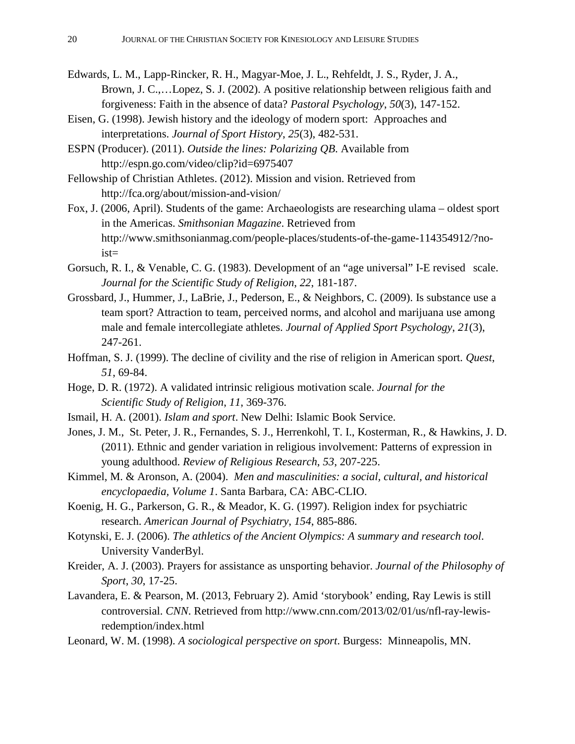Edwards, L. M., Lapp-Rincker, R. H., Magyar-Moe, J. L., Rehfeldt, J. S., Ryder, J. A., Brown, J. C.,…Lopez, S. J. (2002). A positive relationship between religious faith and forgiveness: Faith in the absence of data? *Pastoral Psychology*, *50*(3), 147-152.

Eisen, G. (1998). Jewish history and the ideology of modern sport: Approaches and interpretations. *Journal of Sport History*, *25*(3), 482-531.

ESPN (Producer). (2011). *Outside the lines: Polarizing QB.* Available from http://espn.go.com/video/clip?id=6975407

Fellowship of Christian Athletes. (2012). Mission and vision. Retrieved from http://fca.org/about/mission-and-vision/

Fox, J. (2006, April). Students of the game: Archaeologists are researching ulama – oldest sport in the Americas. *Smithsonian Magazine*. Retrieved from http://www.smithsonianmag.com/people-places/students-of-the-game-114354912/?no-ist=

Gorsuch, R. I., & Venable, C. G. (1983). Development of an "age universal" I-E revised scale. *Journal for the Scientific Study of Religion*, *22*, 181-187.

Grossbard, J., Hummer, J., LaBrie, J., Pederson, E., & Neighbors, C. (2009). Is substance use a team sport? Attraction to team, perceived norms, and alcohol and marijuana use among male and female intercollegiate athletes. *Journal of Applied Sport Psychology*, *21*(3), 247-261.

Hoffman, S. J. (1999). The decline of civility and the rise of religion in American sport. *Quest*, *51*, 69-84.

Hoge, D. R. (1972). A validated intrinsic religious motivation scale. *Journal for the Scientific Study of Religion*, *11*, 369-376.

Ismail, H. A. (2001). *Islam and sport*. New Delhi: Islamic Book Service.

Jones, J. M., St. Peter, J. R., Fernandes, S. J., Herrenkohl, T. I., Kosterman, R., & Hawkins, J. D. (2011). Ethnic and gender variation in religious involvement: Patterns of expression in young adulthood. *Review of Religious Research*, *53*, 207-225.

Kimmel, M. & Aronson, A. (2004). *Men and masculinities: a social, cultural, and historical encyclopaedia, Volume 1*. Santa Barbara, CA: ABC-CLIO.

Koenig, H. G., Parkerson, G. R., & Meador, K. G. (1997). Religion index for psychiatric research. *American Journal of Psychiatry*, *154*, 885-886.

Kotynski, E. J. (2006). *The athletics of the Ancient Olympics: A summary and research tool*. University VanderByl.

Kreider, A. J. (2003). Prayers for assistance as unsporting behavior. *Journal of the Philosophy of Sport*, *30*, 17-25.

Lavandera, E. & Pearson, M. (2013, February 2). Amid 'storybook' ending, Ray Lewis is still controversial. *CNN*. Retrieved from http://www.cnn.com/2013/02/01/us/nfl-ray-lewis-redemption/index.html

Leonard, W. M. (1998). *A sociological perspective on sport*. Burgess: Minneapolis, MN.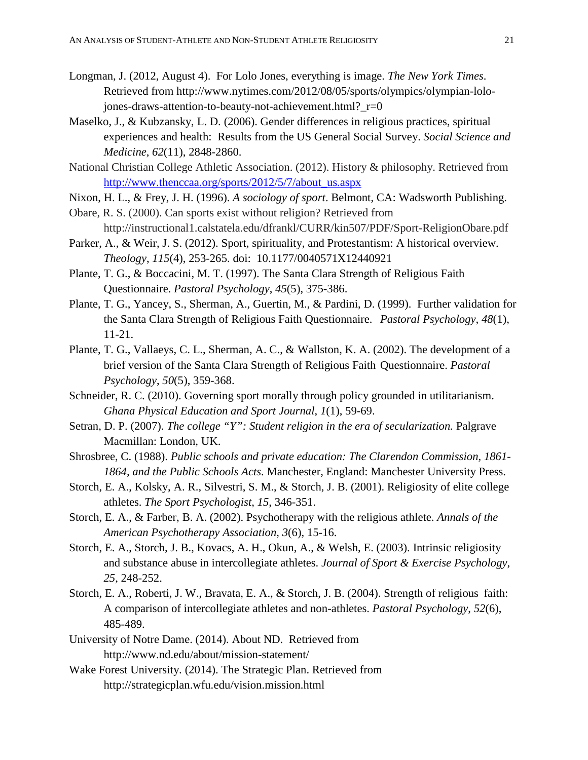Longman, J. (2012, August 4). For Lolo Jones, everything is image. *The New York Times*. Retrieved from http://www.nytimes.com/2012/08/05/sports/olympics/olympian-lolo-jones-draws-attention-to-beauty-not-achievement.html?_r=0

Maselko, J., & Kubzansky, L. D. (2006). Gender differences in religious practices, spiritual experiences and health: Results from the US General Social Survey. *Social Science and Medicine*, *62*(11), 2848-2860.

National Christian College Athletic Association. (2012). History & philosophy. Retrieved from http://www.thenccaa.org/sports/2012/5/7/about_us.aspx

Nixon, H. L., & Frey, J. H. (1996). *A sociology of sport*. Belmont, CA: Wadsworth Publishing.

Obare, R. S. (2000). Can sports exist without religion? Retrieved from http://instructional1.calstatela.edu/dfrankl/CURR/kin507/PDF/Sport-ReligionObare.pdf

Parker, A., & Weir, J. S. (2012). Sport, spirituality, and Protestantism: A historical overview. *Theology*, *115*(4), 253-265. doi: 10.1177/0040571X12440921

Plante, T. G., & Boccacini, M. T. (1997). The Santa Clara Strength of Religious Faith Questionnaire. *Pastoral Psychology*, *45*(5), 375-386.

Plante, T. G., Yancey, S., Sherman, A., Guertin, M., & Pardini, D. (1999). Further validation for the Santa Clara Strength of Religious Faith Questionnaire. *Pastoral Psychology*, *48*(1), 11-21.

Plante, T. G., Vallaeys, C. L., Sherman, A. C., & Wallston, K. A. (2002). The development of a brief version of the Santa Clara Strength of Religious Faith Questionnaire. *Pastoral Psychology*, *50*(5), 359-368.

Schneider, R. C. (2010). Governing sport morally through policy grounded in utilitarianism. *Ghana Physical Education and Sport Journal*, *1*(1), 59-69.

Setran, D. P. (2007). *The college "Y": Student religion in the era of secularization.* Palgrave Macmillan: London, UK.

Shrosbree, C. (1988). *Public schools and private education: The Clarendon Commission, 1861-1864, and the Public Schools Acts*. Manchester, England: Manchester University Press.

Storch, E. A., Kolsky, A. R., Silvestri, S. M., & Storch, J. B. (2001). Religiosity of elite college athletes. *The Sport Psychologist*, *15*, 346-351.

Storch, E. A., & Farber, B. A. (2002). Psychotherapy with the religious athlete. *Annals of the American Psychotherapy Association*, *3*(6), 15-16.

Storch, E. A., Storch, J. B., Kovacs, A. H., Okun, A., & Welsh, E. (2003). Intrinsic religiosity and substance abuse in intercollegiate athletes. *Journal of Sport & Exercise Psychology*, *25*, 248-252.

Storch, E. A., Roberti, J. W., Bravata, E. A., & Storch, J. B. (2004). Strength of religious faith: A comparison of intercollegiate athletes and non-athletes. *Pastoral Psychology*, *52*(6), 485-489.

University of Notre Dame. (2014). About ND. Retrieved from http://www.nd.edu/about/mission-statement/

Wake Forest University. (2014). The Strategic Plan. Retrieved from http://strategicplan.wfu.edu/vision.mission.html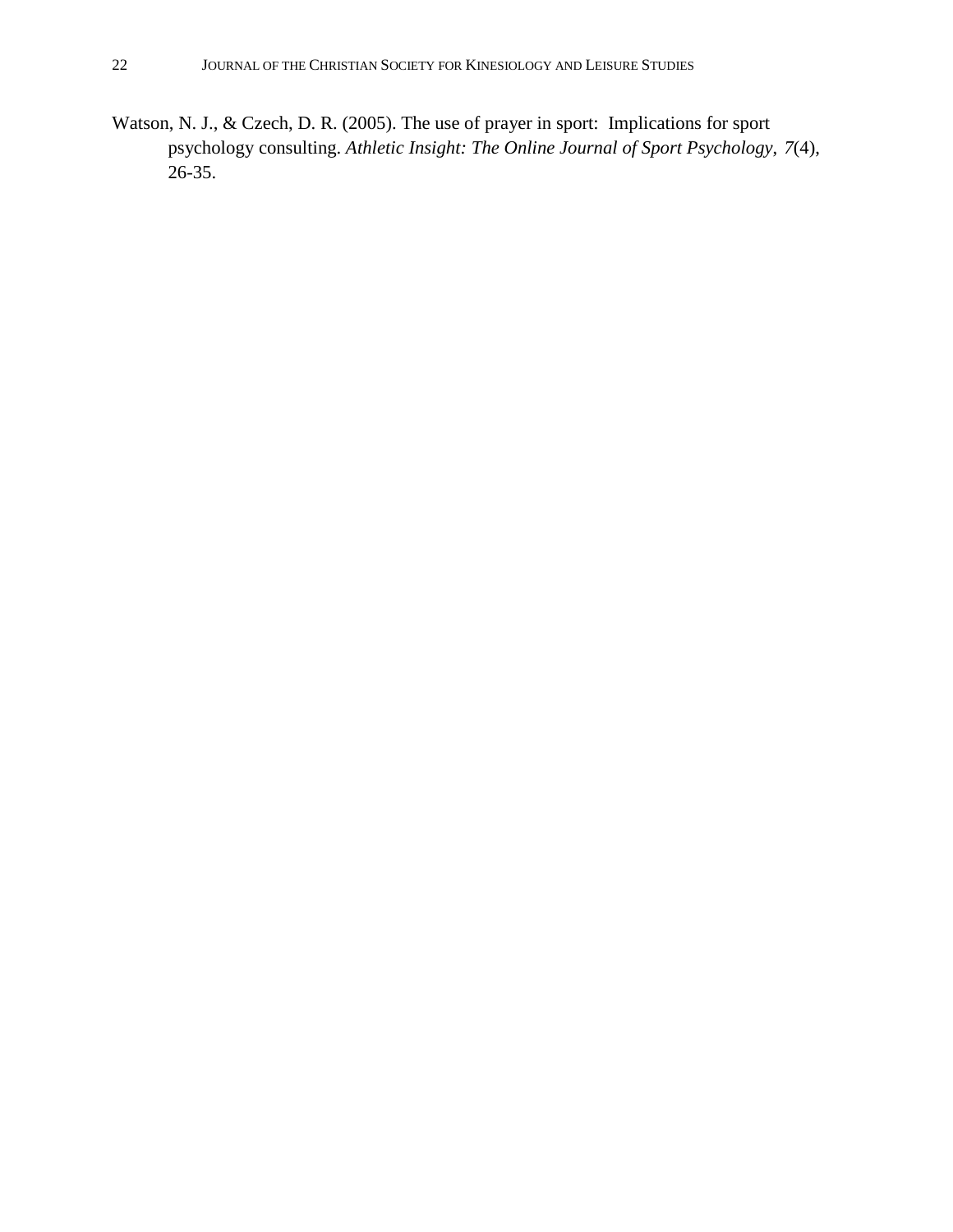Watson, N. J., & Czech, D. R. (2005). The use of prayer in sport: Implications for sport psychology consulting. *Athletic Insight: The Online Journal of Sport Psychology*, *7*(4), 26-35.